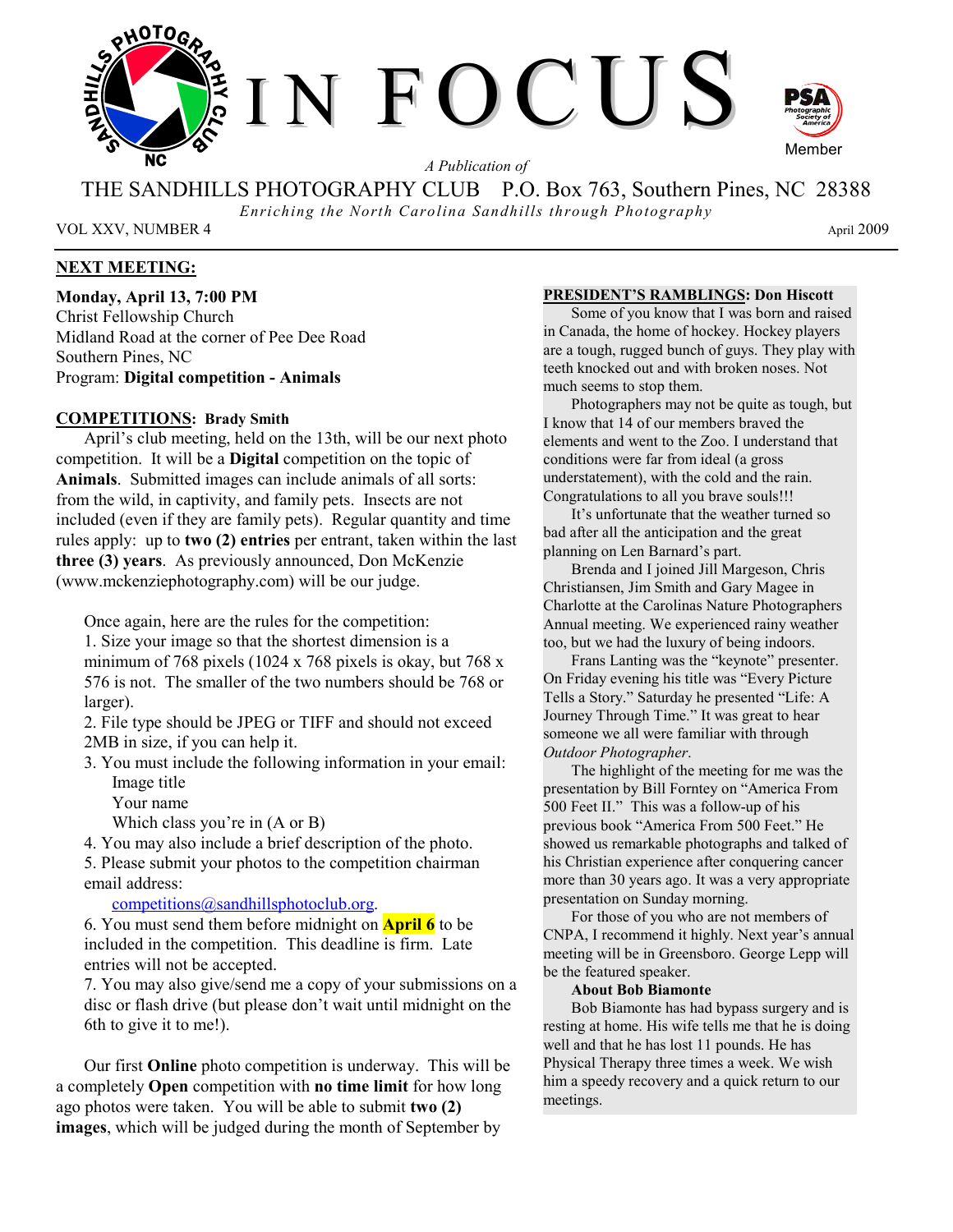# IN FOCUS

*A Publication of*

THE SANDHILLS PHOTOGRAPHY CLUB P.O. Box 763, Southern Pines, NC 28388

*Enriching the North Carolina Sandhills through Photography*

VOL XXV, NUMBER 4 April 2009

## NEXT MEETING:

**Monday, April 13, 7:00 PM**
Christ Fellowship Church
Midland Road at the corner of Pee Dee Road
Southern Pines, NC
Program: **Digital competition - Animals**

## COMPETITIONS: Brady Smith

April's club meeting, held on the 13th, will be our next photo competition. It will be a **Digital** competition on the topic of **Animals**. Submitted images can include animals of all sorts: from the wild, in captivity, and family pets. Insects are not included (even if they are family pets). Regular quantity and time rules apply: up to **two (2) entries** per entrant, taken within the last **three (3) years**. As previously announced, Don McKenzie (www.mckenziephotography.com) will be our judge.

Once again, here are the rules for the competition:

1. Size your image so that the shortest dimension is a minimum of 768 pixels (1024 x 768 pixels is okay, but 768 x 576 is not. The smaller of the two numbers should be 768 or larger).
2. File type should be JPEG or TIFF and should not exceed 2MB in size, if you can help it.
3. You must include the following information in your email:
   - Image title
   - Your name
   - Which class you're in (A or B)
4. You may also include a brief description of the photo.
5. Please submit your photos to the competition chairman email address:
   competitions@sandhillsphotoclub.org.
6. You must send them before midnight on **April 6** to be included in the competition. This deadline is firm. Late entries will not be accepted.
7. You may also give/send me a copy of your submissions on a disc or flash drive (but please don't wait until midnight on the 6th to give it to me!).

Our first **Online** photo competition is underway. This will be a completely **Open** competition with **no time limit** for how long ago photos were taken. You will be able to submit **two (2) images**, which will be judged during the month of September by

## PRESIDENT'S RAMBLINGS: Don Hiscott

Some of you know that I was born and raised in Canada, the home of hockey. Hockey players are a tough, rugged bunch of guys. They play with teeth knocked out and with broken noses. Not much seems to stop them.

Photographers may not be quite as tough, but I know that 14 of our members braved the elements and went to the Zoo. I understand that conditions were far from ideal (a gross understatement), with the cold and the rain. Congratulations to all you brave souls!!!

It's unfortunate that the weather turned so bad after all the anticipation and the great planning on Len Barnard's part.

Brenda and I joined Jill Margeson, Chris Christiansen, Jim Smith and Gary Magee in Charlotte at the Carolinas Nature Photographers Annual meeting. We experienced rainy weather too, but we had the luxury of being indoors.

Frans Lanting was the "keynote" presenter. On Friday evening his title was "Every Picture Tells a Story." Saturday he presented "Life: A Journey Through Time." It was great to hear someone we all were familiar with through *Outdoor Photographer*.

The highlight of the meeting for me was the presentation by Bill Forntey on "America From 500 Feet II." This was a follow-up of his previous book "America From 500 Feet." He showed us remarkable photographs and talked of his Christian experience after conquering cancer more than 30 years ago. It was a very appropriate presentation on Sunday morning.

For those of you who are not members of CNPA, I recommend it highly. Next year's annual meeting will be in Greensboro. George Lepp will be the featured speaker.

**About Bob Biamonte**

Bob Biamonte has had bypass surgery and is resting at home. His wife tells me that he is doing well and that he has lost 11 pounds. He has Physical Therapy three times a week. We wish him a speedy recovery and a quick return to our meetings.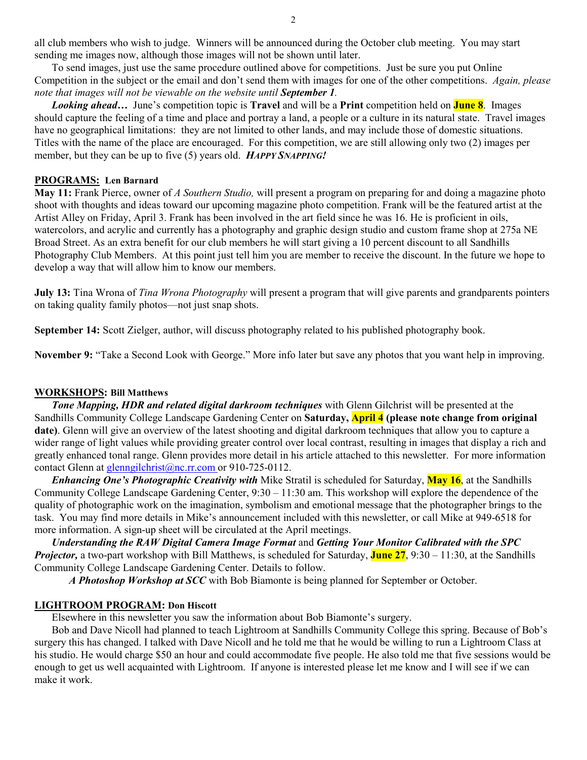all club members who wish to judge. Winners will be announced during the October club meeting. You may start sending me images now, although those images will not be shown until later.

To send images, just use the same procedure outlined above for competitions. Just be sure you put Online Competition in the subject or the email and don't send them with images for one of the other competitions. *Again, please note that images will not be viewable on the website until **September 1**.*

***Looking ahead…*** June's competition topic is **Travel** and will be a **Print** competition held on **June 8**. Images should capture the feeling of a time and place and portray a land, a people or a culture in its natural state. Travel images have no geographical limitations: they are not limited to other lands, and may include those of domestic situations. Titles with the name of the place are encouraged. For this competition, we are still allowing only two (2) images per member, but they can be up to five (5) years old. ***HAPPY SNAPPING!***

## PROGRAMS: Len Barnard

**May 11:** Frank Pierce, owner of *A Southern Studio,* will present a program on preparing for and doing a magazine photo shoot with thoughts and ideas toward our upcoming magazine photo competition. Frank will be the featured artist at the Artist Alley on Friday, April 3. Frank has been involved in the art field since he was 16. He is proficient in oils, watercolors, and acrylic and currently has a photography and graphic design studio and custom frame shop at 275a NE Broad Street. As an extra benefit for our club members he will start giving a 10 percent discount to all Sandhills Photography Club Members. At this point just tell him you are member to receive the discount. In the future we hope to develop a way that will allow him to know our members.

**July 13:** Tina Wrona of *Tina Wrona Photography* will present a program that will give parents and grandparents pointers on taking quality family photos—not just snap shots.

**September 14:** Scott Zielger, author, will discuss photography related to his published photography book.

**November 9:** "Take a Second Look with George." More info later but save any photos that you want help in improving.

## WORKSHOPS: Bill Matthews

***Tone Mapping, HDR and related digital darkroom techniques*** with Glenn Gilchrist will be presented at the Sandhills Community College Landscape Gardening Center on **Saturday, April 4 (please note change from original date)**. Glenn will give an overview of the latest shooting and digital darkroom techniques that allow you to capture a wider range of light values while providing greater control over local contrast, resulting in images that display a rich and greatly enhanced tonal range. Glenn provides more detail in his article attached to this newsletter. For more information contact Glenn at glenngilchrist@nc.rr.com or 910-725-0112.

***Enhancing One's Photographic Creativity with*** Mike Stratil is scheduled for Saturday, **May 16**, at the Sandhills Community College Landscape Gardening Center, 9:30 – 11:30 am. This workshop will explore the dependence of the quality of photographic work on the imagination, symbolism and emotional message that the photographer brings to the task. You may find more details in Mike's announcement included with this newsletter, or call Mike at 949-6518 for more information. A sign-up sheet will be circulated at the April meetings.

***Understanding the RAW Digital Camera Image Format*** and ***Getting Your Monitor Calibrated with the SPC Projector,*** a two-part workshop with Bill Matthews, is scheduled for Saturday, **June 27**, 9:30 – 11:30, at the Sandhills Community College Landscape Gardening Center. Details to follow.

***A Photoshop Workshop at SCC*** with Bob Biamonte is being planned for September or October.

## LIGHTROOM PROGRAM: Don Hiscott

Elsewhere in this newsletter you saw the information about Bob Biamonte's surgery.

Bob and Dave Nicoll had planned to teach Lightroom at Sandhills Community College this spring. Because of Bob's surgery this has changed. I talked with Dave Nicoll and he told me that he would be willing to run a Lightroom Class at his studio. He would charge $50 an hour and could accommodate five people. He also told me that five sessions would be enough to get us well acquainted with Lightroom. If anyone is interested please let me know and I will see if we can make it work.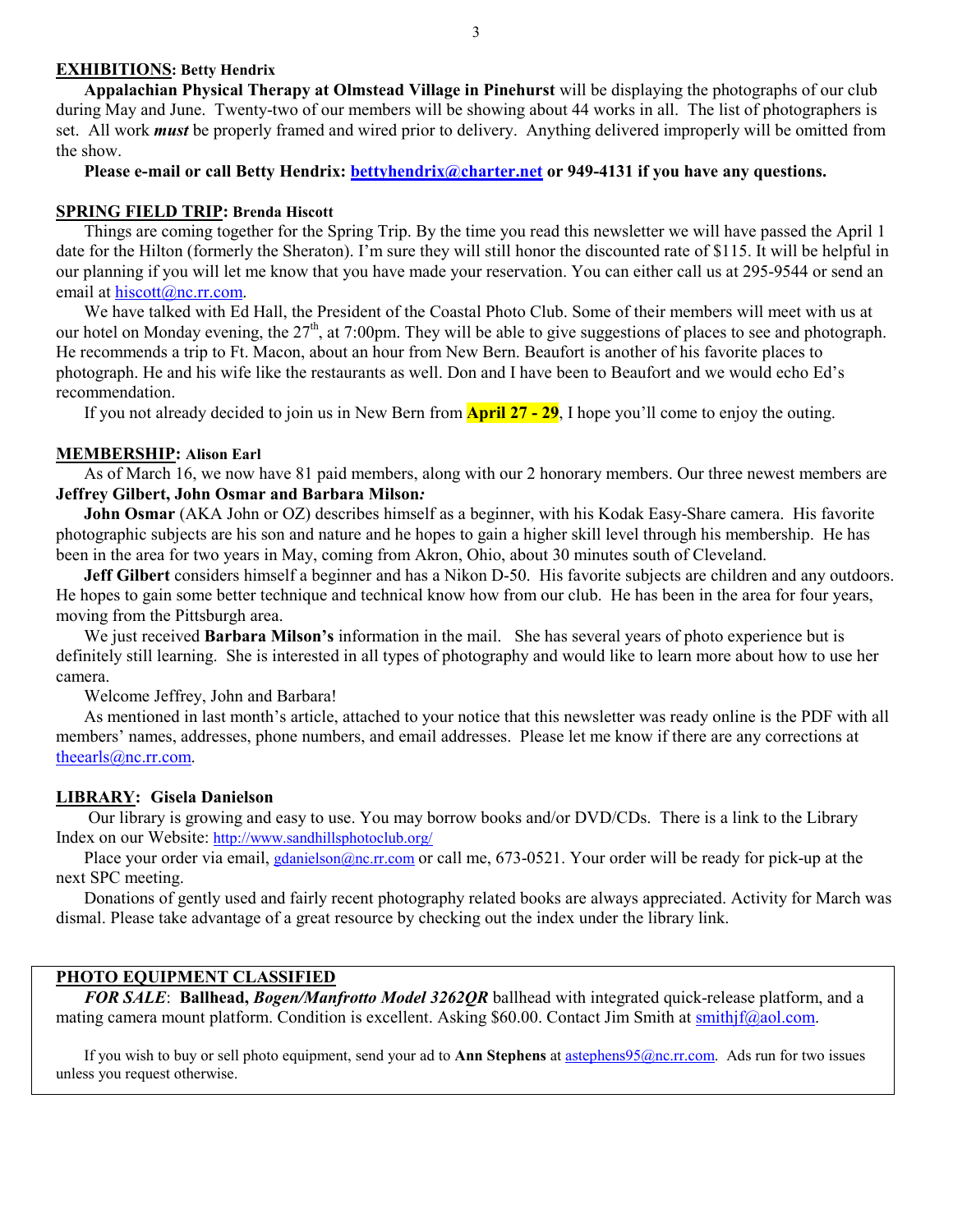**EXHIBITIONS: Betty Hendrix**

**Appalachian Physical Therapy at Olmstead Village in Pinehurst** will be displaying the photographs of our club during May and June. Twenty-two of our members will be showing about 44 works in all. The list of photographers is set. All work ***must*** be properly framed and wired prior to delivery. Anything delivered improperly will be omitted from the show.

**Please e-mail or call Betty Hendrix: bettyhendrix@charter.net or 949-4131 if you have any questions.**

**SPRING FIELD TRIP: Brenda Hiscott**

Things are coming together for the Spring Trip. By the time you read this newsletter we will have passed the April 1 date for the Hilton (formerly the Sheraton). I'm sure they will still honor the discounted rate of $115. It will be helpful in our planning if you will let me know that you have made your reservation. You can either call us at 295-9544 or send an email at hiscott@nc.rr.com.

We have talked with Ed Hall, the President of the Coastal Photo Club. Some of their members will meet with us at our hotel on Monday evening, the 27th, at 7:00pm. They will be able to give suggestions of places to see and photograph. He recommends a trip to Ft. Macon, about an hour from New Bern. Beaufort is another of his favorite places to photograph. He and his wife like the restaurants as well. Don and I have been to Beaufort and we would echo Ed's recommendation.

If you not already decided to join us in New Bern from **April 27 - 29**, I hope you'll come to enjoy the outing.

**MEMBERSHIP: Alison Earl**

As of March 16, we now have 81 paid members, along with our 2 honorary members. Our three newest members are **Jeffrey Gilbert, John Osmar and Barbara Milson*:***

**John Osmar** (AKA John or OZ) describes himself as a beginner, with his Kodak Easy-Share camera. His favorite photographic subjects are his son and nature and he hopes to gain a higher skill level through his membership. He has been in the area for two years in May, coming from Akron, Ohio, about 30 minutes south of Cleveland.

**Jeff Gilbert** considers himself a beginner and has a Nikon D-50. His favorite subjects are children and any outdoors. He hopes to gain some better technique and technical know how from our club. He has been in the area for four years, moving from the Pittsburgh area.

We just received **Barbara Milson's** information in the mail. She has several years of photo experience but is definitely still learning. She is interested in all types of photography and would like to learn more about how to use her camera.

Welcome Jeffrey, John and Barbara!

As mentioned in last month's article, attached to your notice that this newsletter was ready online is the PDF with all members' names, addresses, phone numbers, and email addresses. Please let me know if there are any corrections at theearls@nc.rr.com.

**LIBRARY: Gisela Danielson**

Our library is growing and easy to use. You may borrow books and/or DVD/CDs. There is a link to the Library Index on our Website: http://www.sandhillsphotoclub.org/

Place your order via email, gdanielson@nc.rr.com or call me, 673-0521. Your order will be ready for pick-up at the next SPC meeting.

Donations of gently used and fairly recent photography related books are always appreciated. Activity for March was dismal. Please take advantage of a great resource by checking out the index under the library link.

**PHOTO EQUIPMENT CLASSIFIED**

***FOR SALE***: **Ballhead, *Bogen/Manfrotto Model 3262QR*** ballhead with integrated quick-release platform, and a mating camera mount platform. Condition is excellent. Asking $60.00. Contact Jim Smith at smithjf@aol.com.

If you wish to buy or sell photo equipment, send your ad to **Ann Stephens** at astephens95@nc.rr.com. Ads run for two issues unless you request otherwise.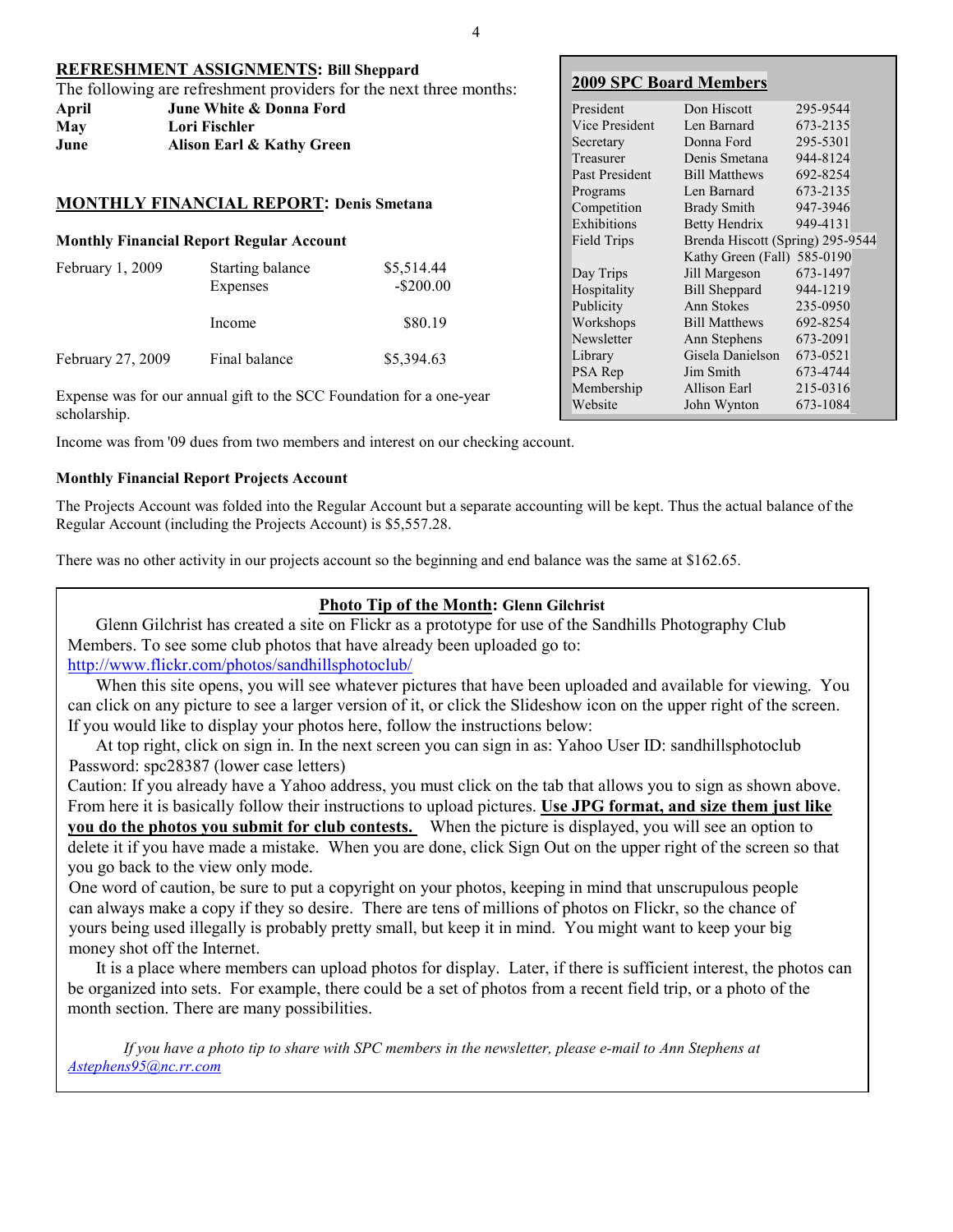## REFRESHMENT ASSIGNMENTS: Bill Sheppard

The following are refreshment providers for the next three months:

| | |
|---|---|
| **April** | **June White & Donna Ford** |
| **May** | **Lori Fischler** |
| **June** | **Alison Earl & Kathy Green** |

## MONTHLY FINANCIAL REPORT: Denis Smetana

**Monthly Financial Report Regular Account**

| | | |
|---|---|---|
| February 1, 2009 | Starting balance | $5,514.44 |
| | Expenses | -$200.00 |
| | Income | $80.19 |
| February 27, 2009 | Final balance | $5,394.63 |

Expense was for our annual gift to the SCC Foundation for a one-year scholarship.

Income was from '09 dues from two members and interest on our checking account.

**Monthly Financial Report Projects Account**

The Projects Account was folded into the Regular Account but a separate accounting will be kept. Thus the actual balance of the Regular Account (including the Projects Account) is $5,557.28.

There was no other activity in our projects account so the beginning and end balance was the same at $162.65.

## 2009 SPC Board Members

| | | |
|---|---|---|
| President | Don Hiscott | 295-9544 |
| Vice President | Len Barnard | 673-2135 |
| Secretary | Donna Ford | 295-5301 |
| Treasurer | Denis Smetana | 944-8124 |
| Past President | Bill Matthews | 692-8254 |
| Programs | Len Barnard | 673-2135 |
| Competition | Brady Smith | 947-3946 |
| Exhibitions | Betty Hendrix | 949-4131 |
| Field Trips | Brenda Hiscott (Spring) | 295-9544 |
| | Kathy Green (Fall) | 585-0190 |
| Day Trips | Jill Margeson | 673-1497 |
| Hospitality | Bill Sheppard | 944-1219 |
| Publicity | Ann Stokes | 235-0950 |
| Workshops | Bill Matthews | 692-8254 |
| Newsletter | Ann Stephens | 673-2091 |
| Library | Gisela Danielson | 673-0521 |
| PSA Rep | Jim Smith | 673-4744 |
| Membership | Allison Earl | 215-0316 |
| Website | John Wynton | 673-1084 |

## Photo Tip of the Month: Glenn Gilchrist

Glenn Gilchrist has created a site on Flickr as a prototype for use of the Sandhills Photography Club Members. To see some club photos that have already been uploaded go to: http://www.flickr.com/photos/sandhillsphotoclub/

When this site opens, you will see whatever pictures that have been uploaded and available for viewing. You can click on any picture to see a larger version of it, or click the Slideshow icon on the upper right of the screen. If you would like to display your photos here, follow the instructions below:

At top right, click on sign in. In the next screen you can sign in as: Yahoo User ID: sandhillsphotoclub Password: spc28387 (lower case letters)

Caution: If you already have a Yahoo address, you must click on the tab that allows you to sign as shown above. From here it is basically follow their instructions to upload pictures. **Use JPG format, and size them just like you do the photos you submit for club contests.** When the picture is displayed, you will see an option to delete it if you have made a mistake. When you are done, click Sign Out on the upper right of the screen so that you go back to the view only mode.

One word of caution, be sure to put a copyright on your photos, keeping in mind that unscrupulous people can always make a copy if they so desire. There are tens of millions of photos on Flickr, so the chance of yours being used illegally is probably pretty small, but keep it in mind. You might want to keep your big money shot off the Internet.

It is a place where members can upload photos for display. Later, if there is sufficient interest, the photos can be organized into sets. For example, there could be a set of photos from a recent field trip, or a photo of the month section. There are many possibilities.

*If you have a photo tip to share with SPC members in the newsletter, please e-mail to Ann Stephens at Astephens95@nc.rr.com*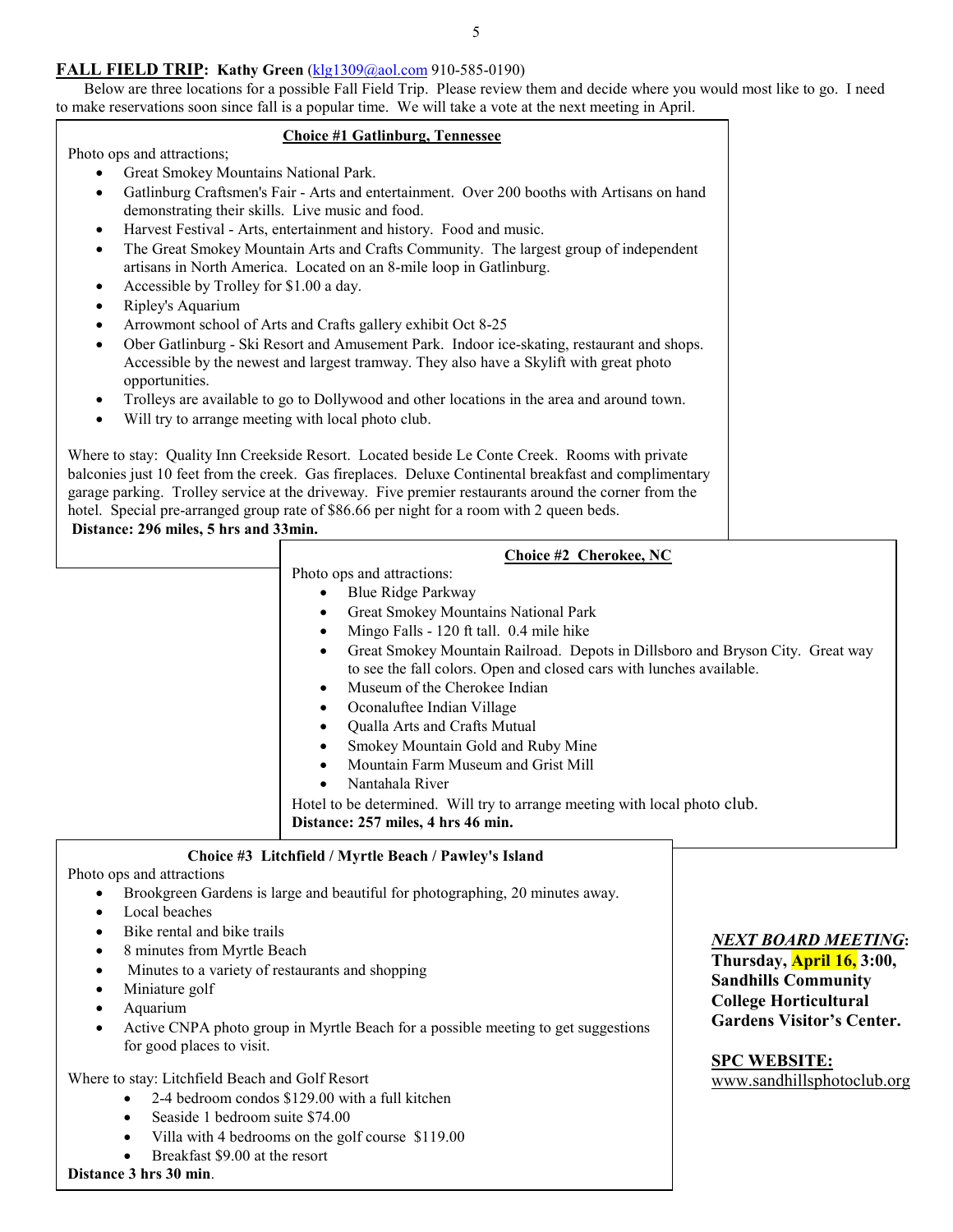## **FALL FIELD TRIP: Kathy Green** (klg1309@aol.com 910-585-0190)

Below are three locations for a possible Fall Field Trip. Please review them and decide where you would most like to go. I need to make reservations soon since fall is a popular time. We will take a vote at the next meeting in April.

### Choice #1 Gatlinburg, Tennessee

Photo ops and attractions;

- Great Smokey Mountains National Park.
- Gatlinburg Craftsmen's Fair - Arts and entertainment. Over 200 booths with Artisans on hand demonstrating their skills. Live music and food.
- Harvest Festival - Arts, entertainment and history. Food and music.
- The Great Smokey Mountain Arts and Crafts Community. The largest group of independent artisans in North America. Located on an 8-mile loop in Gatlinburg.
- Accessible by Trolley for $1.00 a day.
- Ripley's Aquarium
- Arrowmont school of Arts and Crafts gallery exhibit Oct 8-25
- Ober Gatlinburg - Ski Resort and Amusement Park. Indoor ice-skating, restaurant and shops. Accessible by the newest and largest tramway. They also have a Skylift with great photo opportunities.
- Trolleys are available to go to Dollywood and other locations in the area and around town.
- Will try to arrange meeting with local photo club.

Where to stay: Quality Inn Creekside Resort. Located beside Le Conte Creek. Rooms with private balconies just 10 feet from the creek. Gas fireplaces. Deluxe Continental breakfast and complimentary garage parking. Trolley service at the driveway. Five premier restaurants around the corner from the hotel. Special pre-arranged group rate of $86.66 per night for a room with 2 queen beds.

**Distance: 296 miles, 5 hrs and 33min.**

### Choice #2 Cherokee, NC

Photo ops and attractions:

- Blue Ridge Parkway
- Great Smokey Mountains National Park
- Mingo Falls - 120 ft tall. 0.4 mile hike
- Great Smokey Mountain Railroad. Depots in Dillsboro and Bryson City. Great way to see the fall colors. Open and closed cars with lunches available.
- Museum of the Cherokee Indian
- Oconaluftee Indian Village
- Qualla Arts and Crafts Mutual
- Smokey Mountain Gold and Ruby Mine
- Mountain Farm Museum and Grist Mill
- Nantahala River

Hotel to be determined. Will try to arrange meeting with local photo club.

**Distance: 257 miles, 4 hrs 46 min.**

### Choice #3 Litchfield / Myrtle Beach / Pawley's Island

Photo ops and attractions

- Brookgreen Gardens is large and beautiful for photographing, 20 minutes away.
- Local beaches
- Bike rental and bike trails
- 8 minutes from Myrtle Beach
- Minutes to a variety of restaurants and shopping
- Miniature golf
- Aquarium
- Active CNPA photo group in Myrtle Beach for a possible meeting to get suggestions for good places to visit.

Where to stay: Litchfield Beach and Golf Resort

- 2-4 bedroom condos $129.00 with a full kitchen
- Seaside 1 bedroom suite $74.00
- Villa with 4 bedrooms on the golf course $119.00
- Breakfast $9.00 at the resort

**Distance 3 hrs 30 min**.

***NEXT BOARD MEETING*:**
**Thursday, April 16, 3:00, Sandhills Community College Horticultural Gardens Visitor's Center.**

**SPC WEBSITE:**
www.sandhillsphotoclub.org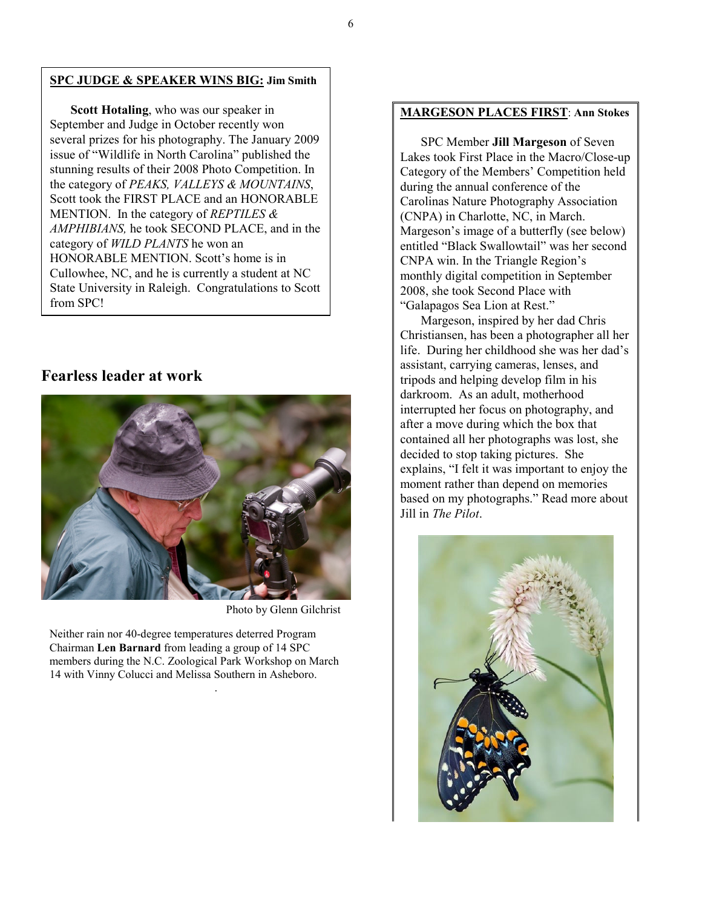## **SPC JUDGE & SPEAKER WINS BIG:** Jim Smith

**Scott Hotaling**, who was our speaker in September and Judge in October recently won several prizes for his photography. The January 2009 issue of "Wildlife in North Carolina" published the stunning results of their 2008 Photo Competition. In the category of *PEAKS, VALLEYS & MOUNTAINS*, Scott took the FIRST PLACE and an HONORABLE MENTION. In the category of *REPTILES & AMPHIBIANS,* he took SECOND PLACE, and in the category of *WILD PLANTS* he won an HONORABLE MENTION. Scott's home is in Cullowhee, NC, and he is currently a student at NC State University in Raleigh. Congratulations to Scott from SPC!

## Fearless leader at work

Photo by Glenn Gilchrist

Neither rain nor 40-degree temperatures deterred Program Chairman **Len Barnard** from leading a group of 14 SPC members during the N.C. Zoological Park Workshop on March 14 with Vinny Colucci and Melissa Southern in Asheboro.

## **MARGESON PLACES FIRST**: Ann Stokes

SPC Member **Jill Margeson** of Seven Lakes took First Place in the Macro/Close-up Category of the Members' Competition held during the annual conference of the Carolinas Nature Photography Association (CNPA) in Charlotte, NC, in March. Margeson's image of a butterfly (see below) entitled "Black Swallowtail" was her second CNPA win. In the Triangle Region's monthly digital competition in September 2008, she took Second Place with "Galapagos Sea Lion at Rest."

Margeson, inspired by her dad Chris Christiansen, has been a photographer all her life. During her childhood she was her dad's assistant, carrying cameras, lenses, and tripods and helping develop film in his darkroom. As an adult, motherhood interrupted her focus on photography, and after a move during which the box that contained all her photographs was lost, she decided to stop taking pictures. She explains, "I felt it was important to enjoy the moment rather than depend on memories based on my photographs." Read more about Jill in *The Pilot*.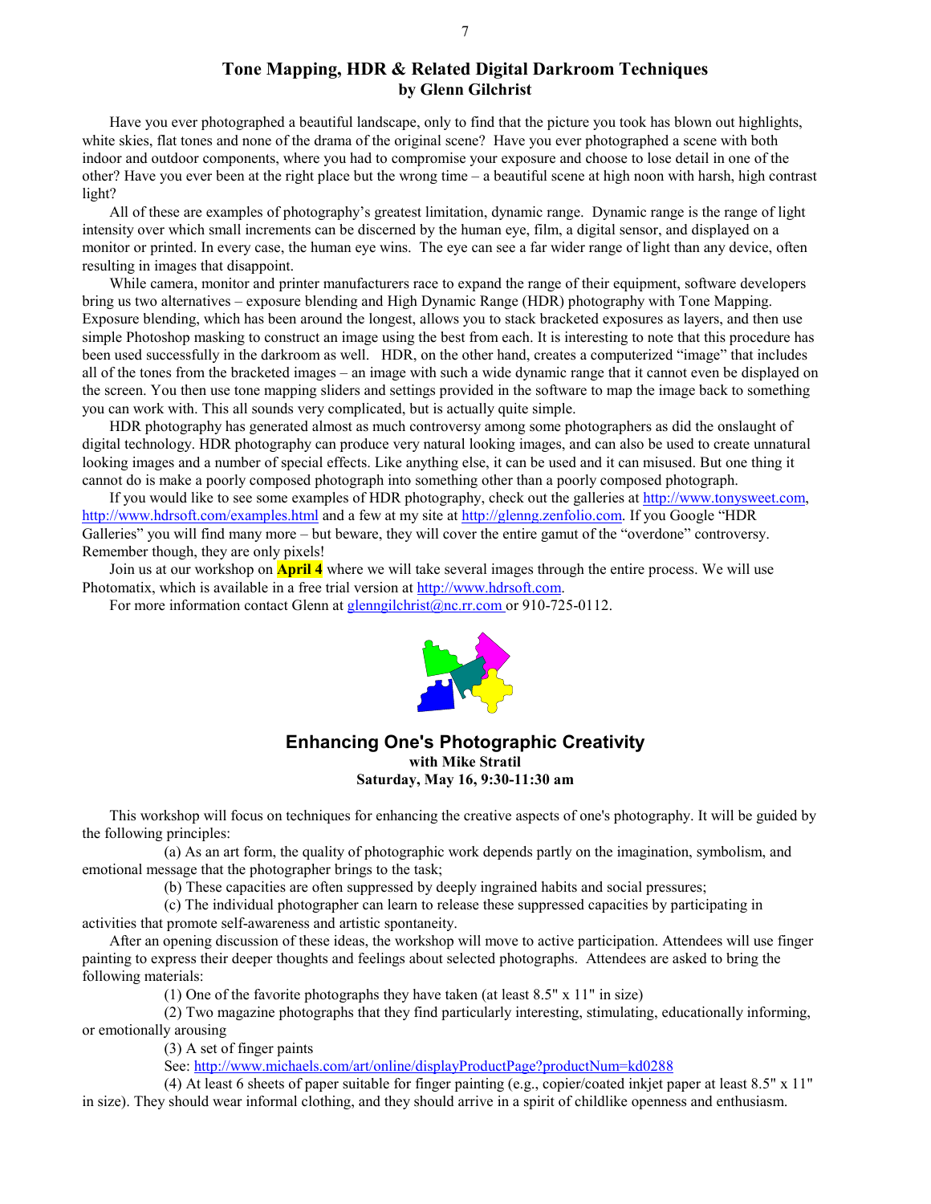## Tone Mapping, HDR & Related Digital Darkroom Techniques
**by Glenn Gilchrist**

Have you ever photographed a beautiful landscape, only to find that the picture you took has blown out highlights, white skies, flat tones and none of the drama of the original scene? Have you ever photographed a scene with both indoor and outdoor components, where you had to compromise your exposure and choose to lose detail in one of the other? Have you ever been at the right place but the wrong time – a beautiful scene at high noon with harsh, high contrast light?

All of these are examples of photography's greatest limitation, dynamic range. Dynamic range is the range of light intensity over which small increments can be discerned by the human eye, film, a digital sensor, and displayed on a monitor or printed. In every case, the human eye wins. The eye can see a far wider range of light than any device, often resulting in images that disappoint.

While camera, monitor and printer manufacturers race to expand the range of their equipment, software developers bring us two alternatives – exposure blending and High Dynamic Range (HDR) photography with Tone Mapping. Exposure blending, which has been around the longest, allows you to stack bracketed exposures as layers, and then use simple Photoshop masking to construct an image using the best from each. It is interesting to note that this procedure has been used successfully in the darkroom as well. HDR, on the other hand, creates a computerized "image" that includes all of the tones from the bracketed images – an image with such a wide dynamic range that it cannot even be displayed on the screen. You then use tone mapping sliders and settings provided in the software to map the image back to something you can work with. This all sounds very complicated, but is actually quite simple.

HDR photography has generated almost as much controversy among some photographers as did the onslaught of digital technology. HDR photography can produce very natural looking images, and can also be used to create unnatural looking images and a number of special effects. Like anything else, it can be used and it can misused. But one thing it cannot do is make a poorly composed photograph into something other than a poorly composed photograph.

If you would like to see some examples of HDR photography, check out the galleries at http://www.tonysweet.com, http://www.hdrsoft.com/examples.html and a few at my site at http://glenng.zenfolio.com. If you Google "HDR Galleries" you will find many more – but beware, they will cover the entire gamut of the "overdone" controversy. Remember though, they are only pixels!

Join us at our workshop on **April 4** where we will take several images through the entire process. We will use Photomatix, which is available in a free trial version at http://www.hdrsoft.com.

For more information contact Glenn at glenngilchrist@nc.rr.com or 910-725-0112.

## Enhancing One's Photographic Creativity
**with Mike Stratil**
**Saturday, May 16, 9:30-11:30 am**

This workshop will focus on techniques for enhancing the creative aspects of one's photography. It will be guided by the following principles:

(a) As an art form, the quality of photographic work depends partly on the imagination, symbolism, and emotional message that the photographer brings to the task;

(b) These capacities are often suppressed by deeply ingrained habits and social pressures;

(c) The individual photographer can learn to release these suppressed capacities by participating in activities that promote self-awareness and artistic spontaneity.

After an opening discussion of these ideas, the workshop will move to active participation. Attendees will use finger painting to express their deeper thoughts and feelings about selected photographs. Attendees are asked to bring the following materials:

(1) One of the favorite photographs they have taken (at least 8.5" x 11" in size)

(2) Two magazine photographs that they find particularly interesting, stimulating, educationally informing, or emotionally arousing

(3) A set of finger paints
See: http://www.michaels.com/art/online/displayProductPage?productNum=kd0288

(4) At least 6 sheets of paper suitable for finger painting (e.g., copier/coated inkjet paper at least 8.5" x 11" in size). They should wear informal clothing, and they should arrive in a spirit of childlike openness and enthusiasm.